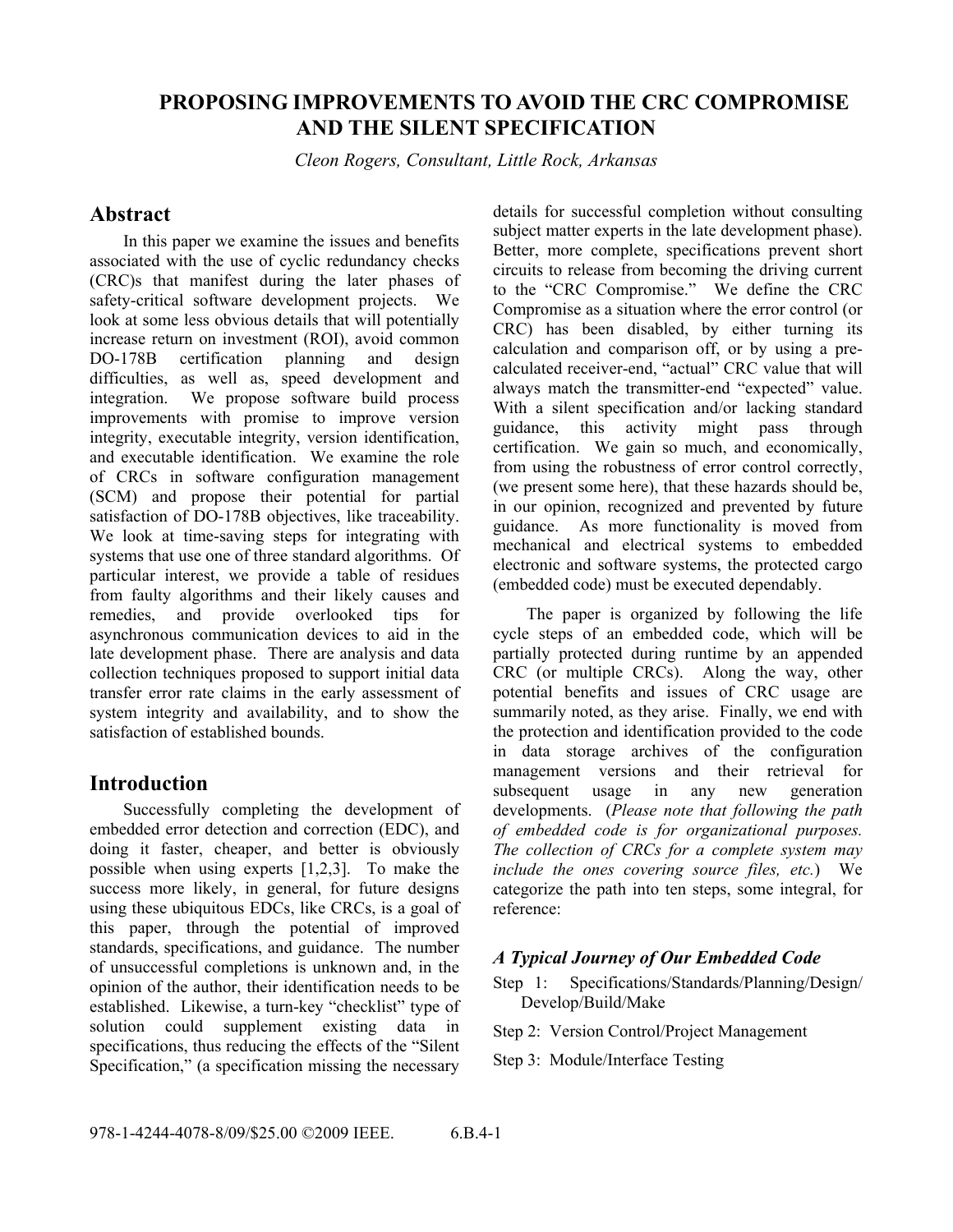# PROPOSING IMPROVEMENTS TO AVOID THE CRC COMPROMISE AND THE SILENT SPECIFICATION

*Cleon Rogers, Consultant, Little Rock, Arkansas*

## Abstract

In this paper we examine the issues and benefits associated with the use of cyclic redundancy checks (CRC)s that manifest during the later phases of safety-critical software development projects. We look at some less obvious details that will potentially increase return on investment (ROI), avoid common DO-178B certification planning and design difficulties, as well as, speed development and integration. We propose software build process improvements with promise to improve version integrity, executable integrity, version identification, and executable identification. We examine the role of CRCs in software configuration management (SCM) and propose their potential for partial satisfaction of DO-178B objectives, like traceability. We look at time-saving steps for integrating with systems that use one of three standard algorithms. Of particular interest, we provide a table of residues from faulty algorithms and their likely causes and remedies, and provide overlooked tips for asynchronous communication devices to aid in the late development phase. There are analysis and data collection techniques proposed to support initial data transfer error rate claims in the early assessment of system integrity and availability, and to show the satisfaction of established bounds.

## Introduction

Successfully completing the development of embedded error detection and correction (EDC), and doing it faster, cheaper, and better is obviously possible when using experts [1,2,3]. To make the success more likely, in general, for future designs using these ubiquitous EDCs, like CRCs, is a goal of this paper, through the potential of improved standards, specifications, and guidance. The number of unsuccessful completions is unknown and, in the opinion of the author, their identification needs to be established. Likewise, a turn-key "checklist" type of solution could supplement existing data in specifications, thus reducing the effects of the "Silent Specification," (a specification missing the necessary details for successful completion without consulting subject matter experts in the late development phase). Better, more complete, specifications prevent short circuits to release from becoming the driving current to the "CRC Compromise." We define the CRC Compromise as a situation where the error control (or CRC) has been disabled, by either turning its calculation and comparison off, or by using a pre-calculated receiver-end, "actual" CRC value that will always match the transmitter-end "expected" value. With a silent specification and/or lacking standard guidance, this activity might pass through certification. We gain so much, and economically, from using the robustness of error control correctly, (we present some here), that these hazards should be, in our opinion, recognized and prevented by future guidance. As more functionality is moved from mechanical and electrical systems to embedded electronic and software systems, the protected cargo (embedded code) must be executed dependably.

The paper is organized by following the life cycle steps of an embedded code, which will be partially protected during runtime by an appended CRC (or multiple CRCs). Along the way, other potential benefits and issues of CRC usage are summarily noted, as they arise. Finally, we end with the protection and identification provided to the code in data storage archives of the configuration management versions and their retrieval for subsequent usage in any new generation developments. (*Please note that following the path of embedded code is for organizational purposes. The collection of CRCs for a complete system may include the ones covering source files, etc.*) We categorize the path into ten steps, some integral, for reference:

### *A Typical Journey of Our Embedded Code*

Step 1: Specifications/Standards/Planning/Design/Develop/Build/Make

Step 2: Version Control/Project Management

Step 3: Module/Interface Testing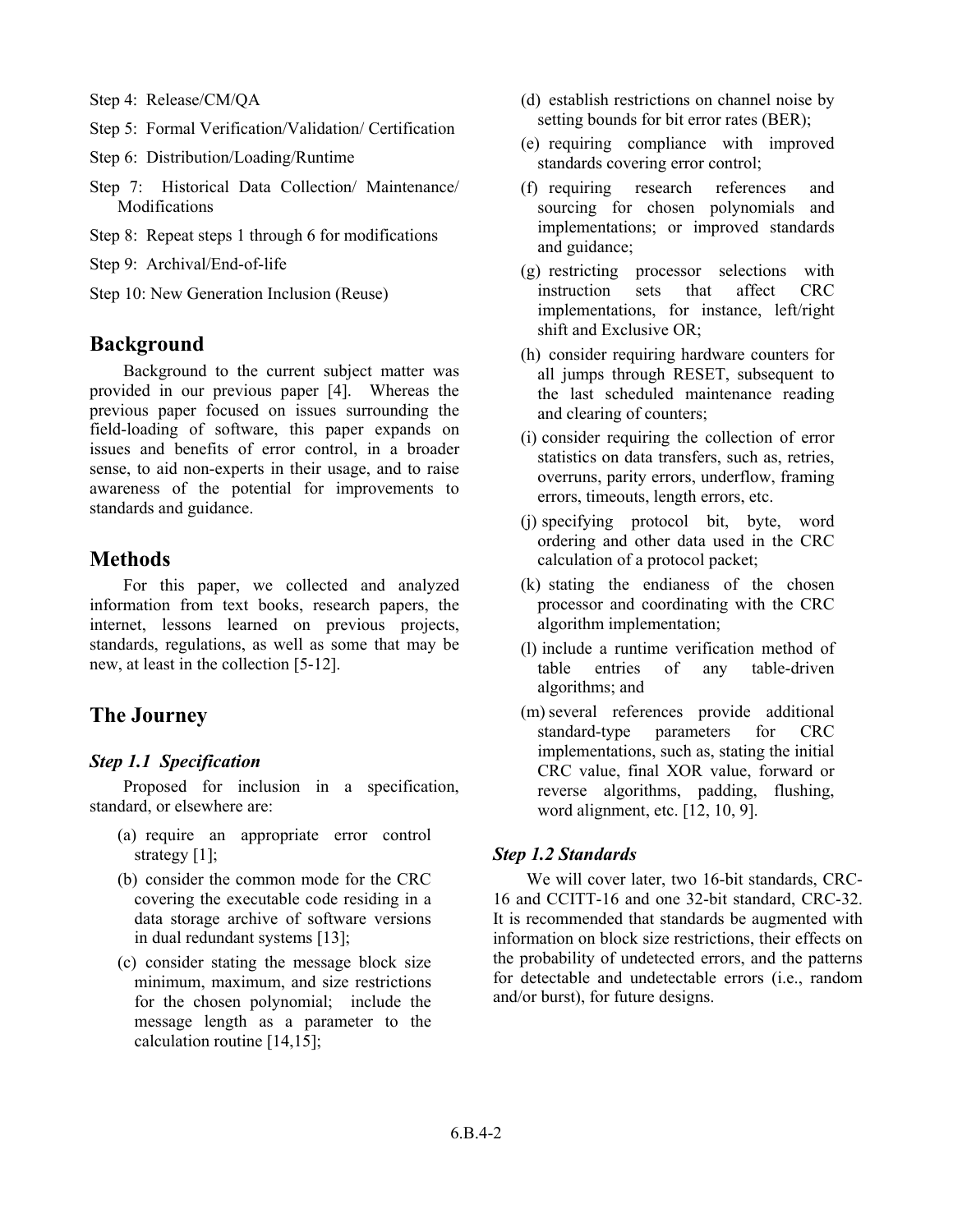Step 4: Release/CM/QA

Step 5: Formal Verification/Validation/ Certification

Step 6: Distribution/Loading/Runtime

Step 7: Historical Data Collection/ Maintenance/ Modifications

Step 8: Repeat steps 1 through 6 for modifications

Step 9: Archival/End-of-life

Step 10: New Generation Inclusion (Reuse)

## Background

Background to the current subject matter was provided in our previous paper [4]. Whereas the previous paper focused on issues surrounding the field-loading of software, this paper expands on issues and benefits of error control, in a broader sense, to aid non-experts in their usage, and to raise awareness of the potential for improvements to standards and guidance.

## Methods

For this paper, we collected and analyzed information from text books, research papers, the internet, lessons learned on previous projects, standards, regulations, as well as some that may be new, at least in the collection [5-12].

## The Journey

### *Step 1.1 Specification*

Proposed for inclusion in a specification, standard, or elsewhere are:

(a) require an appropriate error control strategy [1];

(b) consider the common mode for the CRC covering the executable code residing in a data storage archive of software versions in dual redundant systems [13];

(c) consider stating the message block size minimum, maximum, and size restrictions for the chosen polynomial; include the message length as a parameter to the calculation routine [14,15];

(d) establish restrictions on channel noise by setting bounds for bit error rates (BER);

(e) requiring compliance with improved standards covering error control;

(f) requiring research references and sourcing for chosen polynomials and implementations; or improved standards and guidance;

(g) restricting processor selections with instruction sets that affect CRC implementations, for instance, left/right shift and Exclusive OR;

(h) consider requiring hardware counters for all jumps through RESET, subsequent to the last scheduled maintenance reading and clearing of counters;

(i) consider requiring the collection of error statistics on data transfers, such as, retries, overruns, parity errors, underflow, framing errors, timeouts, length errors, etc.

(j) specifying protocol bit, byte, word ordering and other data used in the CRC calculation of a protocol packet;

(k) stating the endianess of the chosen processor and coordinating with the CRC algorithm implementation;

(l) include a runtime verification method of table entries of any table-driven algorithms; and

(m) several references provide additional standard-type parameters for CRC implementations, such as, stating the initial CRC value, final XOR value, forward or reverse algorithms, padding, flushing, word alignment, etc. [12, 10, 9].

### *Step 1.2 Standards*

We will cover later, two 16-bit standards, CRC-16 and CCITT-16 and one 32-bit standard, CRC-32. It is recommended that standards be augmented with information on block size restrictions, their effects on the probability of undetected errors, and the patterns for detectable and undetectable errors (i.e., random and/or burst), for future designs.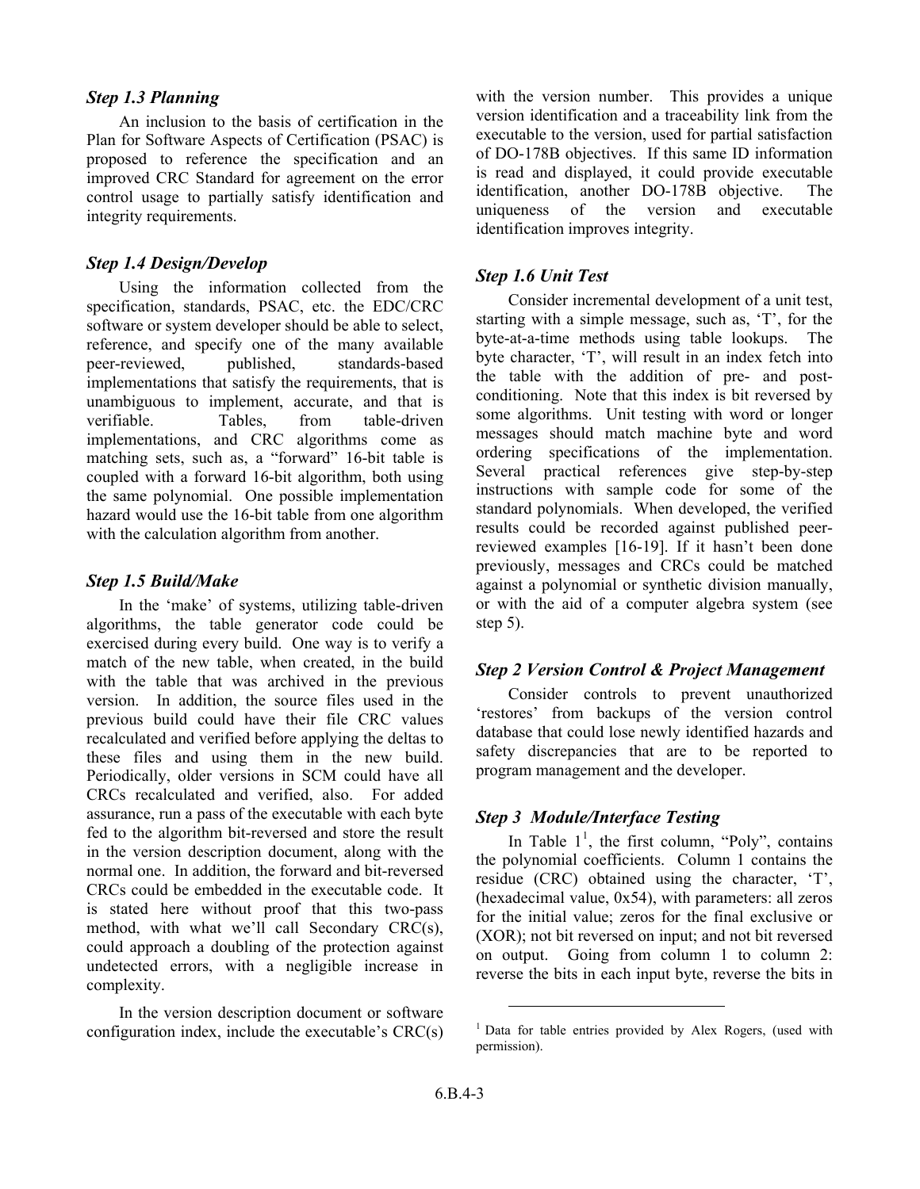### *Step 1.3 Planning*

An inclusion to the basis of certification in the Plan for Software Aspects of Certification (PSAC) is proposed to reference the specification and an improved CRC Standard for agreement on the error control usage to partially satisfy identification and integrity requirements.

### *Step 1.4 Design/Develop*

Using the information collected from the specification, standards, PSAC, etc. the EDC/CRC software or system developer should be able to select, reference, and specify one of the many available peer-reviewed, published, standards-based implementations that satisfy the requirements, that is unambiguous to implement, accurate, and that is verifiable. Tables, from table-driven implementations, and CRC algorithms come as matching sets, such as, a "forward" 16-bit table is coupled with a forward 16-bit algorithm, both using the same polynomial. One possible implementation hazard would use the 16-bit table from one algorithm with the calculation algorithm from another.

### *Step 1.5 Build/Make*

In the 'make' of systems, utilizing table-driven algorithms, the table generator code could be exercised during every build. One way is to verify a match of the new table, when created, in the build with the table that was archived in the previous version. In addition, the source files used in the previous build could have their file CRC values recalculated and verified before applying the deltas to these files and using them in the new build. Periodically, older versions in SCM could have all CRCs recalculated and verified, also. For added assurance, run a pass of the executable with each byte fed to the algorithm bit-reversed and store the result in the version description document, along with the normal one. In addition, the forward and bit-reversed CRCs could be embedded in the executable code. It is stated here without proof that this two-pass method, with what we'll call Secondary CRC(s), could approach a doubling of the protection against undetected errors, with a negligible increase in complexity.

In the version description document or software configuration index, include the executable's CRC(s) with the version number. This provides a unique version identification and a traceability link from the executable to the version, used for partial satisfaction of DO-178B objectives. If this same ID information is read and displayed, it could provide executable identification, another DO-178B objective. The uniqueness of the version and executable identification improves integrity.

### *Step 1.6 Unit Test*

Consider incremental development of a unit test, starting with a simple message, such as, 'T', for the byte-at-a-time methods using table lookups. The byte character, 'T', will result in an index fetch into the table with the addition of pre- and post-conditioning. Note that this index is bit reversed by some algorithms. Unit testing with word or longer messages should match machine byte and word ordering specifications of the implementation. Several practical references give step-by-step instructions with sample code for some of the standard polynomials. When developed, the verified results could be recorded against published peer-reviewed examples [16-19]. If it hasn't been done previously, messages and CRCs could be matched against a polynomial or synthetic division manually, or with the aid of a computer algebra system (see step 5).

### *Step 2 Version Control & Project Management*

Consider controls to prevent unauthorized 'restores' from backups of the version control database that could lose newly identified hazards and safety discrepancies that are to be reported to program management and the developer.

### *Step 3 Module/Interface Testing*

In Table 1[1], the first column, "Poly", contains the polynomial coefficients. Column 1 contains the residue (CRC) obtained using the character, 'T', (hexadecimal value, 0x54), with parameters: all zeros for the initial value; zeros for the final exclusive or (XOR); not bit reversed on input; and not bit reversed on output. Going from column 1 to column 2: reverse the bits in each input byte, reverse the bits in

[1] Data for table entries provided by Alex Rogers, (used with permission).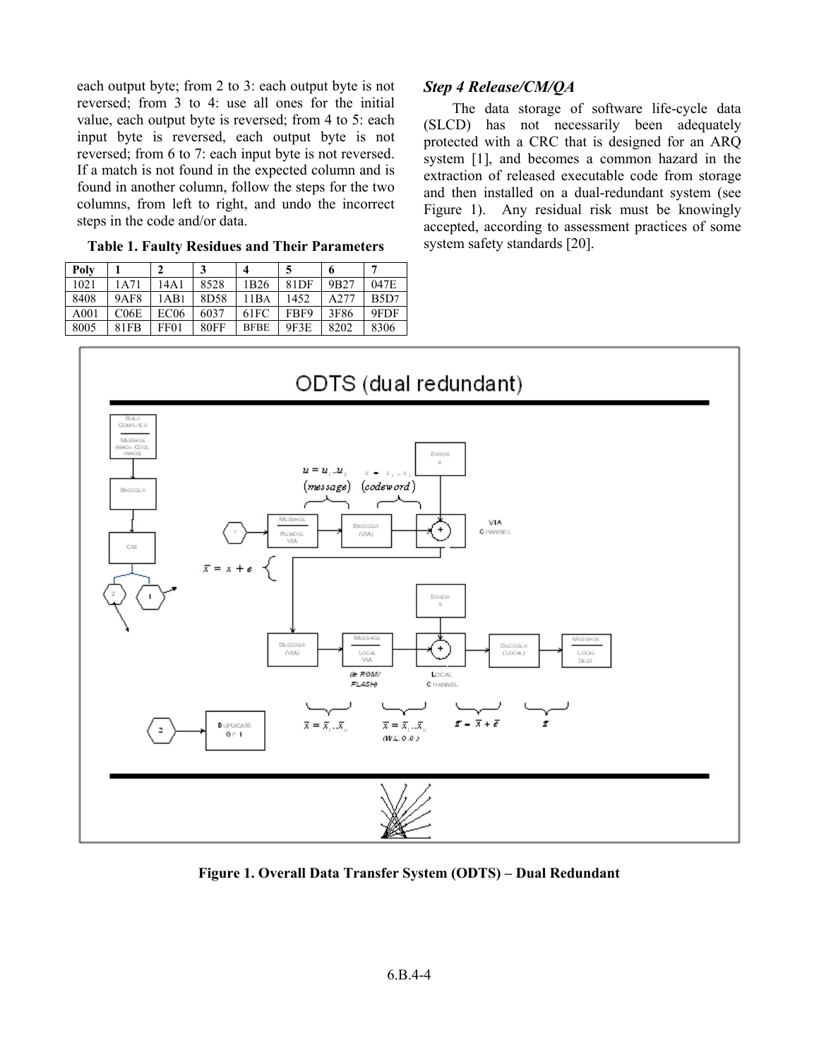each output byte; from 2 to 3: each output byte is not reversed; from 3 to 4: use all ones for the initial value, each output byte is reversed; from 4 to 5: each input byte is reversed, each output byte is not reversed; from 6 to 7: each input byte is not reversed. If a match is not found in the expected column and is found in another column, follow the steps for the two columns, from left to right, and undo the incorrect steps in the code and/or data.

**Table 1. Faulty Residues and Their Parameters**

| Poly | 1 | 2 | 3 | 4 | 5 | 6 | 7 |
|---|---|---|---|---|---|---|---|
| 1021 | 1A71 | 14A1 | 8528 | 1B26 | 81DF | 9B27 | 047E |
| 8408 | 9AF8 | 1AB1 | 8D58 | 11BA | 1452 | A277 | B5D7 |
| A001 | C06E | EC06 | 6037 | 61FC | FBF9 | 3F86 | 9FDF |
| 8005 | 81FB | FF01 | 80FF | BFBE | 9F3E | 8202 | 8306 |

### *Step 4 Release/CM/QA*

The data storage of software life-cycle data (SLCD) has not necessarily been adequately protected with a CRC that is designed for an ARQ system [1], and becomes a common hazard in the extraction of released executable code from storage and then installed on a dual-redundant system (see Figure 1). Any residual risk must be knowingly accepted, according to assessment practices of some system safety standards [20].

**Figure 1. Overall Data Transfer System (ODTS) – Dual Redundant**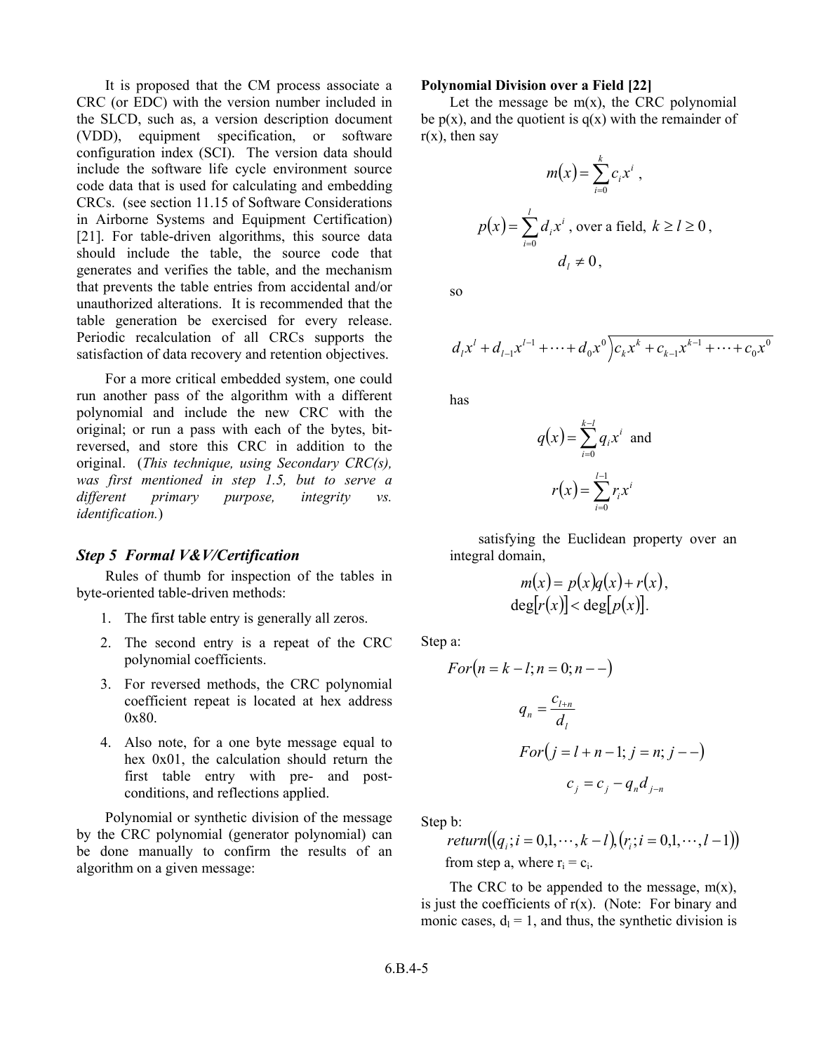It is proposed that the CM process associate a CRC (or EDC) with the version number included in the SLCD, such as, a version description document (VDD), equipment specification, or software configuration index (SCI). The version data should include the software life cycle environment source code data that is used for calculating and embedding CRCs. (see section 11.15 of Software Considerations in Airborne Systems and Equipment Certification) [21]. For table-driven algorithms, this source data should include the table, the source code that generates and verifies the table, and the mechanism that prevents the table entries from accidental and/or unauthorized alterations. It is recommended that the table generation be exercised for every release. Periodic recalculation of all CRCs supports the satisfaction of data recovery and retention objectives.

For a more critical embedded system, one could run another pass of the algorithm with a different polynomial and include the new CRC with the original; or run a pass with each of the bytes, bit-reversed, and store this CRC in addition to the original. (*This technique, using Secondary CRC(s), was first mentioned in step 1.5, but to serve a different primary purpose, integrity vs. identification.*)

### *Step 5 Formal V&V/Certification*

Rules of thumb for inspection of the tables in byte-oriented table-driven methods:

1. The first table entry is generally all zeros.
2. The second entry is a repeat of the CRC polynomial coefficients.
3. For reversed methods, the CRC polynomial coefficient repeat is located at hex address 0x80.
4. Also note, for a one byte message equal to hex 0x01, the calculation should return the first table entry with pre- and post-conditions, and reflections applied.

Polynomial or synthetic division of the message by the CRC polynomial (generator polynomial) can be done manually to confirm the results of an algorithm on a given message:

**Polynomial Division over a Field [22]**

Let the message be m(x), the CRC polynomial be p(x), and the quotient is q(x) with the remainder of r(x), then say

$$m(x) = \sum_{i=0}^{k} c_i x^i \ ,$$

$$p(x) = \sum_{i=0}^{l} d_i x^i \text{ , over a field, } k \geq l \geq 0 \text{ ,}$$

$$d_l \neq 0 \text{ ,}$$

so

$$d_l x^l + d_{l-1} x^{l-1} + \cdots + d_0 x^0 \overline{\big) c_k x^k + c_{k-1} x^{k-1} + \cdots + c_0 x^0}$$

has

$$q(x) = \sum_{i=0}^{k-l} q_i x^i \text{ and}$$

$$r(x) = \sum_{i=0}^{l-1} r_i x^i$$

satisfying the Euclidean property over an integral domain,

$$m(x) = p(x)q(x) + r(x),$$
$$\deg[r(x)] < \deg[p(x)].$$

Step a:

$$For(n = k - l; n = 0; n--)$$

$$q_n = \frac{c_{l+n}}{d_l}$$

$$For(j = l + n - 1; j = n; j--)$$

$$c_j = c_j - q_n d_{j-n}$$

Step b:

$$return((q_i; i = 0,1,\cdots,k-l),(r_i; i = 0,1,\cdots,l-1))$$

from step a, where $r_i = c_i$.

The CRC to be appended to the message, m(x), is just the coefficients of r(x). (Note: For binary and monic cases, $d_l = 1$, and thus, the synthetic division is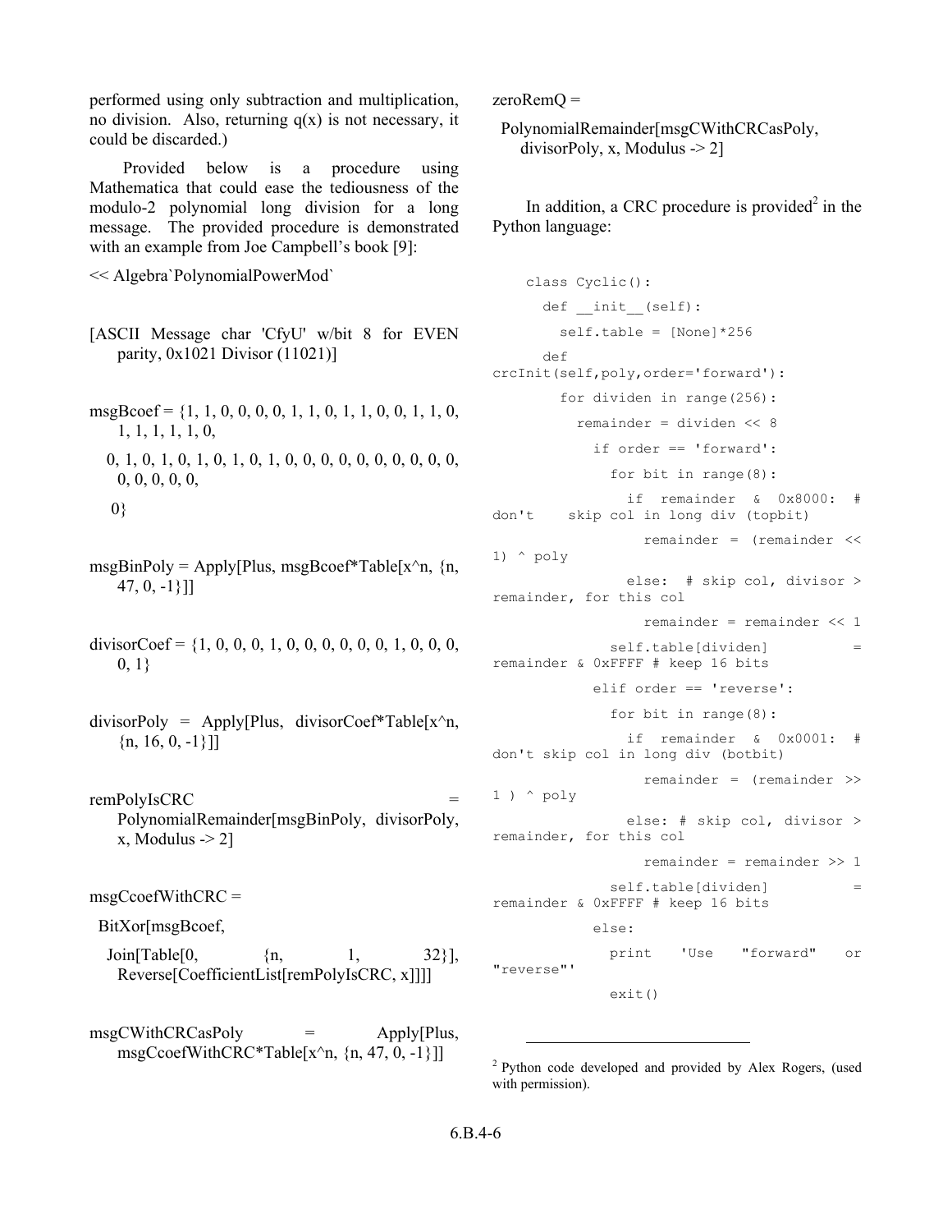performed using only subtraction and multiplication, no division. Also, returning q(x) is not necessary, it could be discarded.)

Provided below is a procedure using Mathematica that could ease the tediousness of the modulo-2 polynomial long division for a long message. The provided procedure is demonstrated with an example from Joe Campbell's book [9]:

```
<< Algebra`PolynomialPowerMod`

[ASCII Message char 'CfyU' w/bit 8 for EVEN parity, 0x1021 Divisor (11021)]

msgBcoef = {1, 1, 0, 0, 0, 0, 1, 1, 0, 1, 1, 0, 0, 1, 1, 0, 1, 1, 1, 1, 1, 0,
   0, 1, 0, 1, 0, 1, 0, 1, 0, 1, 0, 0, 0, 0, 0, 0, 0, 0, 0, 0, 0, 0, 0, 0, 0,
   0}

msgBinPoly = Apply[Plus, msgBcoef*Table[x^n, {n, 47, 0, -1}]]

divisorCoef = {1, 0, 0, 0, 1, 0, 0, 0, 0, 0, 0, 1, 0, 0, 0, 0, 1}

divisorPoly = Apply[Plus, divisorCoef*Table[x^n, {n, 16, 0, -1}]]

remPolyIsCRC = PolynomialRemainder[msgBinPoly, divisorPoly, x, Modulus -> 2]

msgCcoefWithCRC =
 BitXor[msgBcoef,
  Join[Table[0, {n, 1, 32}], Reverse[CoefficientList[remPolyIsCRC, x]]]]

msgCWithCRCasPoly = Apply[Plus, msgCcoefWithCRC*Table[x^n, {n, 47, 0, -1}]]

zeroRemQ =
 PolynomialRemainder[msgCWithCRCasPoly, divisorPoly, x, Modulus -> 2]
```

In addition, a CRC procedure is provided[2] in the Python language:

```
class Cyclic():
  def __init__(self):
    self.table = [None]*256
  def crcInit(self,poly,order='forward'):
    for dividen in range(256):
      remainder = dividen << 8
        if order == 'forward':
          for bit in range(8):
            if remainder & 0x8000: # don't skip col in long div (topbit)
              remainder = (remainder << 1) ^ poly
            else: # skip col, divisor > remainder, for this col
              remainder = remainder << 1
          self.table[dividen] = remainder & 0xFFFF # keep 16 bits
        elif order == 'reverse':
          for bit in range(8):
            if remainder & 0x0001: # don't skip col in long div (botbit)
              remainder = (remainder >> 1 ) ^ poly
            else: # skip col, divisor > remainder, for this col
              remainder = remainder >> 1
          self.table[dividen] = remainder & 0xFFFF # keep 16 bits
        else:
          print 'Use "forward" or "reverse"'
          exit()
```

[2] Python code developed and provided by Alex Rogers, (used with permission).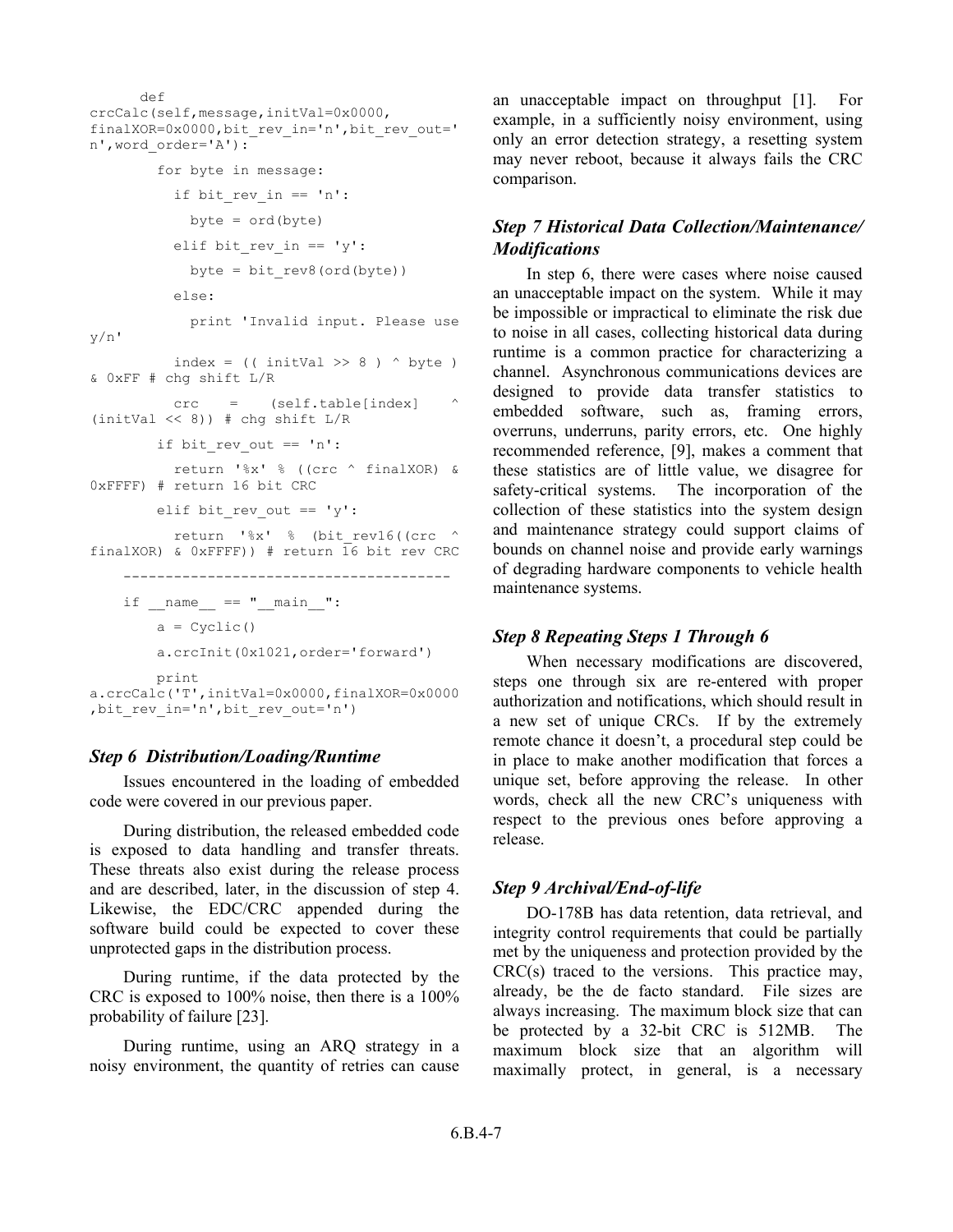```python
    def crcCalc(self,message,initVal=0x0000,finalXOR=0x0000,bit_rev_in='n',bit_rev_out='n',word_order='A'):
        for byte in message:
          if bit_rev_in == 'n':
            byte = ord(byte)
          elif bit_rev_in == 'y':
            byte = bit_rev8(ord(byte))
          else:
            print 'Invalid input. Please use y/n'
          index = (( initVal >> 8 ) ^ byte ) & 0xFF # chg shift L/R
          crc    =    (self.table[index]    ^ (initVal << 8)) # chg shift L/R
        if bit_rev_out == 'n':
          return '%x' % ((crc ^ finalXOR) & 0xFFFF) # return 16 bit CRC
        elif bit_rev_out == 'y':
          return '%x' % (bit_rev16((crc ^ finalXOR) & 0xFFFF)) # return 16 bit rev CRC
    --------------------------------------
    if __name__ == "__main__":
        a = Cyclic()
        a.crcInit(0x1021,order='forward')
        print a.crcCalc('T',initVal=0x0000,finalXOR=0x0000,bit_rev_in='n',bit_rev_out='n')
```

### *Step 6 Distribution/Loading/Runtime*

Issues encountered in the loading of embedded code were covered in our previous paper.

During distribution, the released embedded code is exposed to data handling and transfer threats. These threats also exist during the release process and are described, later, in the discussion of step 4. Likewise, the EDC/CRC appended during the software build could be expected to cover these unprotected gaps in the distribution process.

During runtime, if the data protected by the CRC is exposed to 100% noise, then there is a 100% probability of failure [23].

During runtime, using an ARQ strategy in a noisy environment, the quantity of retries can cause an unacceptable impact on throughput [1]. For example, in a sufficiently noisy environment, using only an error detection strategy, a resetting system may never reboot, because it always fails the CRC comparison.

### *Step 7 Historical Data Collection/Maintenance/ Modifications*

In step 6, there were cases where noise caused an unacceptable impact on the system. While it may be impossible or impractical to eliminate the risk due to noise in all cases, collecting historical data during runtime is a common practice for characterizing a channel. Asynchronous communications devices are designed to provide data transfer statistics to embedded software, such as, framing errors, overruns, underruns, parity errors, etc. One highly recommended reference, [9], makes a comment that these statistics are of little value, we disagree for safety-critical systems. The incorporation of the collection of these statistics into the system design and maintenance strategy could support claims of bounds on channel noise and provide early warnings of degrading hardware components to vehicle health maintenance systems.

### *Step 8 Repeating Steps 1 Through 6*

When necessary modifications are discovered, steps one through six are re-entered with proper authorization and notifications, which should result in a new set of unique CRCs. If by the extremely remote chance it doesn't, a procedural step could be in place to make another modification that forces a unique set, before approving the release. In other words, check all the new CRC's uniqueness with respect to the previous ones before approving a release.

### *Step 9 Archival/End-of-life*

DO-178B has data retention, data retrieval, and integrity control requirements that could be partially met by the uniqueness and protection provided by the CRC(s) traced to the versions. This practice may, already, be the de facto standard. File sizes are always increasing. The maximum block size that can be protected by a 32-bit CRC is 512MB. The maximum block size that an algorithm will maximally protect, in general, is a necessary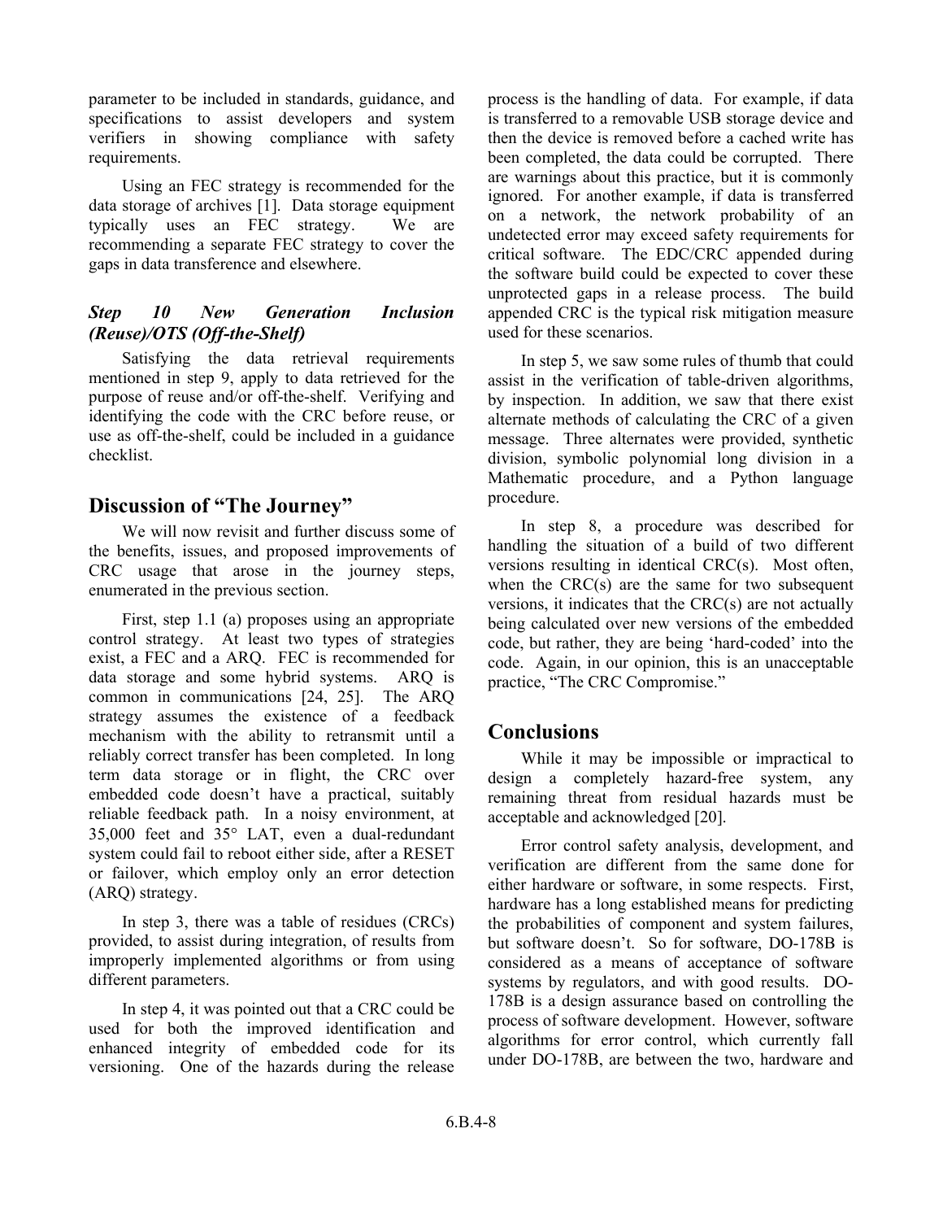parameter to be included in standards, guidance, and specifications to assist developers and system verifiers in showing compliance with safety requirements.

Using an FEC strategy is recommended for the data storage of archives [1]. Data storage equipment typically uses an FEC strategy. We are recommending a separate FEC strategy to cover the gaps in data transference and elsewhere.

### *Step 10 New Generation Inclusion (Reuse)/OTS (Off-the-Shelf)*

Satisfying the data retrieval requirements mentioned in step 9, apply to data retrieved for the purpose of reuse and/or off-the-shelf. Verifying and identifying the code with the CRC before reuse, or use as off-the-shelf, could be included in a guidance checklist.

## Discussion of "The Journey"

We will now revisit and further discuss some of the benefits, issues, and proposed improvements of CRC usage that arose in the journey steps, enumerated in the previous section.

First, step 1.1 (a) proposes using an appropriate control strategy. At least two types of strategies exist, a FEC and a ARQ. FEC is recommended for data storage and some hybrid systems. ARQ is common in communications [24, 25]. The ARQ strategy assumes the existence of a feedback mechanism with the ability to retransmit until a reliably correct transfer has been completed. In long term data storage or in flight, the CRC over embedded code doesn't have a practical, suitably reliable feedback path. In a noisy environment, at 35,000 feet and 35° LAT, even a dual-redundant system could fail to reboot either side, after a RESET or failover, which employ only an error detection (ARQ) strategy.

In step 3, there was a table of residues (CRCs) provided, to assist during integration, of results from improperly implemented algorithms or from using different parameters.

In step 4, it was pointed out that a CRC could be used for both the improved identification and enhanced integrity of embedded code for its versioning. One of the hazards during the release process is the handling of data. For example, if data is transferred to a removable USB storage device and then the device is removed before a cached write has been completed, the data could be corrupted. There are warnings about this practice, but it is commonly ignored. For another example, if data is transferred on a network, the network probability of an undetected error may exceed safety requirements for critical software. The EDC/CRC appended during the software build could be expected to cover these unprotected gaps in a release process. The build appended CRC is the typical risk mitigation measure used for these scenarios.

In step 5, we saw some rules of thumb that could assist in the verification of table-driven algorithms, by inspection. In addition, we saw that there exist alternate methods of calculating the CRC of a given message. Three alternates were provided, synthetic division, symbolic polynomial long division in a Mathematic procedure, and a Python language procedure.

In step 8, a procedure was described for handling the situation of a build of two different versions resulting in identical CRC(s). Most often, when the CRC(s) are the same for two subsequent versions, it indicates that the CRC(s) are not actually being calculated over new versions of the embedded code, but rather, they are being 'hard-coded' into the code. Again, in our opinion, this is an unacceptable practice, "The CRC Compromise."

## Conclusions

While it may be impossible or impractical to design a completely hazard-free system, any remaining threat from residual hazards must be acceptable and acknowledged [20].

Error control safety analysis, development, and verification are different from the same done for either hardware or software, in some respects. First, hardware has a long established means for predicting the probabilities of component and system failures, but software doesn't. So for software, DO-178B is considered as a means of acceptance of software systems by regulators, and with good results. DO-178B is a design assurance based on controlling the process of software development. However, software algorithms for error control, which currently fall under DO-178B, are between the two, hardware and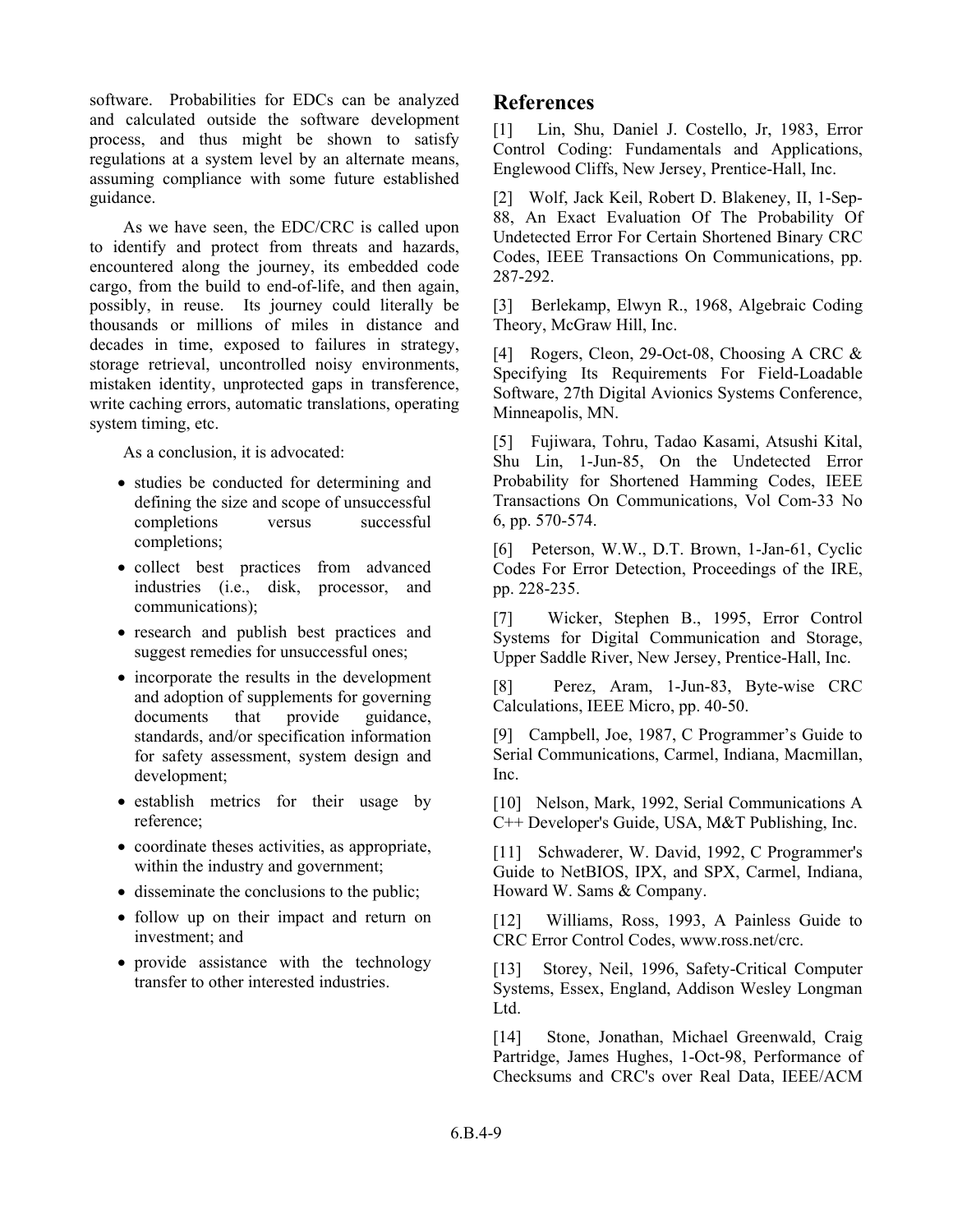software. Probabilities for EDCs can be analyzed and calculated outside the software development process, and thus might be shown to satisfy regulations at a system level by an alternate means, assuming compliance with some future established guidance.

As we have seen, the EDC/CRC is called upon to identify and protect from threats and hazards, encountered along the journey, its embedded code cargo, from the build to end-of-life, and then again, possibly, in reuse. Its journey could literally be thousands or millions of miles in distance and decades in time, exposed to failures in strategy, storage retrieval, uncontrolled noisy environments, mistaken identity, unprotected gaps in transference, write caching errors, automatic translations, operating system timing, etc.

As a conclusion, it is advocated:

- studies be conducted for determining and defining the size and scope of unsuccessful completions versus successful completions;
- collect best practices from advanced industries (i.e., disk, processor, and communications);
- research and publish best practices and suggest remedies for unsuccessful ones;
- incorporate the results in the development and adoption of supplements for governing documents that provide guidance, standards, and/or specification information for safety assessment, system design and development;
- establish metrics for their usage by reference;
- coordinate theses activities, as appropriate, within the industry and government;
- disseminate the conclusions to the public;
- follow up on their impact and return on investment; and
- provide assistance with the technology transfer to other interested industries.

## References

[1] Lin, Shu, Daniel J. Costello, Jr, 1983, Error Control Coding: Fundamentals and Applications, Englewood Cliffs, New Jersey, Prentice-Hall, Inc.

[2] Wolf, Jack Keil, Robert D. Blakeney, II, 1-Sep-88, An Exact Evaluation Of The Probability Of Undetected Error For Certain Shortened Binary CRC Codes, IEEE Transactions On Communications, pp. 287-292.

[3] Berlekamp, Elwyn R., 1968, Algebraic Coding Theory, McGraw Hill, Inc.

[4] Rogers, Cleon, 29-Oct-08, Choosing A CRC & Specifying Its Requirements For Field-Loadable Software, 27th Digital Avionics Systems Conference, Minneapolis, MN.

[5] Fujiwara, Tohru, Tadao Kasami, Atsushi Kital, Shu Lin, 1-Jun-85, On the Undetected Error Probability for Shortened Hamming Codes, IEEE Transactions On Communications, Vol Com-33 No 6, pp. 570-574.

[6] Peterson, W.W., D.T. Brown, 1-Jan-61, Cyclic Codes For Error Detection, Proceedings of the IRE, pp. 228-235.

[7] Wicker, Stephen B., 1995, Error Control Systems for Digital Communication and Storage, Upper Saddle River, New Jersey, Prentice-Hall, Inc.

[8] Perez, Aram, 1-Jun-83, Byte-wise CRC Calculations, IEEE Micro, pp. 40-50.

[9] Campbell, Joe, 1987, C Programmer's Guide to Serial Communications, Carmel, Indiana, Macmillan, Inc.

[10] Nelson, Mark, 1992, Serial Communications A C++ Developer's Guide, USA, M&T Publishing, Inc.

[11] Schwaderer, W. David, 1992, C Programmer's Guide to NetBIOS, IPX, and SPX, Carmel, Indiana, Howard W. Sams & Company.

[12] Williams, Ross, 1993, A Painless Guide to CRC Error Control Codes, www.ross.net/crc.

[13] Storey, Neil, 1996, Safety-Critical Computer Systems, Essex, England, Addison Wesley Longman Ltd.

[14] Stone, Jonathan, Michael Greenwald, Craig Partridge, James Hughes, 1-Oct-98, Performance of Checksums and CRC's over Real Data, IEEE/ACM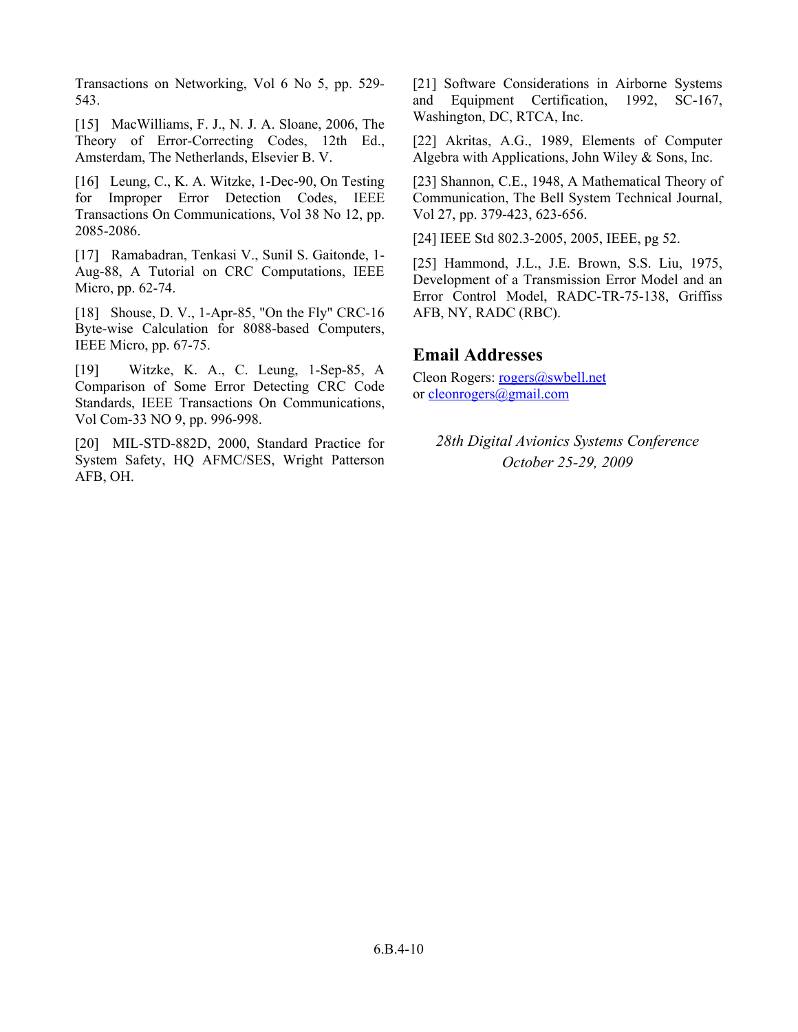Transactions on Networking, Vol 6 No 5, pp. 529-543.

[15] MacWilliams, F. J., N. J. A. Sloane, 2006, The Theory of Error-Correcting Codes, 12th Ed., Amsterdam, The Netherlands, Elsevier B. V.

[16] Leung, C., K. A. Witzke, 1-Dec-90, On Testing for Improper Error Detection Codes, IEEE Transactions On Communications, Vol 38 No 12, pp. 2085-2086.

[17] Ramabadran, Tenkasi V., Sunil S. Gaitonde, 1-Aug-88, A Tutorial on CRC Computations, IEEE Micro, pp. 62-74.

[18] Shouse, D. V., 1-Apr-85, "On the Fly" CRC-16 Byte-wise Calculation for 8088-based Computers, IEEE Micro, pp. 67-75.

[19] Witzke, K. A., C. Leung, 1-Sep-85, A Comparison of Some Error Detecting CRC Code Standards, IEEE Transactions On Communications, Vol Com-33 NO 9, pp. 996-998.

[20] MIL-STD-882D, 2000, Standard Practice for System Safety, HQ AFMC/SES, Wright Patterson AFB, OH.

[21] Software Considerations in Airborne Systems and Equipment Certification, 1992, SC-167, Washington, DC, RTCA, Inc.

[22] Akritas, A.G., 1989, Elements of Computer Algebra with Applications, John Wiley & Sons, Inc.

[23] Shannon, C.E., 1948, A Mathematical Theory of Communication, The Bell System Technical Journal, Vol 27, pp. 379-423, 623-656.

[24] IEEE Std 802.3-2005, 2005, IEEE, pg 52.

[25] Hammond, J.L., J.E. Brown, S.S. Liu, 1975, Development of a Transmission Error Model and an Error Control Model, RADC-TR-75-138, Griffiss AFB, NY, RADC (RBC).

## Email Addresses

Cleon Rogers: rogers@swbell.net
or cleonrogers@gmail.com

*28th Digital Avionics Systems Conference*
*October 25-29, 2009*